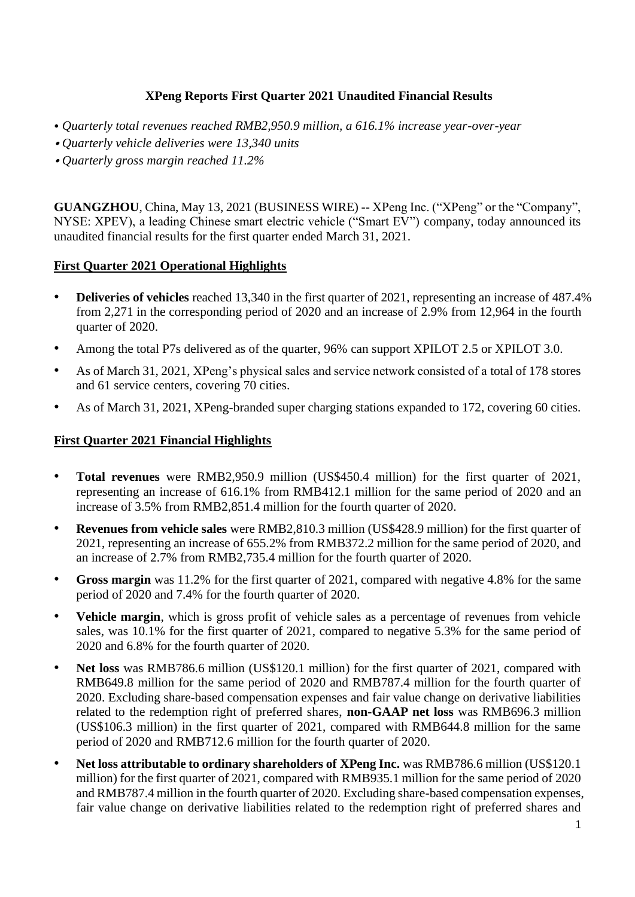# XPeng Reports First Quarter 2021 Unaudited Financial Results

- *Quarterly total revenues reached RMB2,950.9 million, a 616.1% increase year-over-year*
- *Quarterly vehicle deliveries were 13,340 units*
- *Quarterly gross margin reached 11.2%*

**GUANGZHOU**, China, May 13, 2021 (BUSINESS WIRE) -- XPeng Inc. ("XPeng" or the "Company", NYSE: XPEV), a leading Chinese smart electric vehicle ("Smart EV") company, today announced its unaudited financial results for the first quarter ended March 31, 2021.

## First Quarter 2021 Operational Highlights

- **Deliveries of vehicles** reached 13,340 in the first quarter of 2021, representing an increase of 487.4% from 2,271 in the corresponding period of 2020 and an increase of 2.9% from 12,964 in the fourth quarter of 2020.
- Among the total P7s delivered as of the quarter, 96% can support XPILOT 2.5 or XPILOT 3.0.
- As of March 31, 2021, XPeng's physical sales and service network consisted of a total of 178 stores and 61 service centers, covering 70 cities.
- As of March 31, 2021, XPeng-branded super charging stations expanded to 172, covering 60 cities.

## First Quarter 2021 Financial Highlights

- **Total revenues** were RMB2,950.9 million (US$450.4 million) for the first quarter of 2021, representing an increase of 616.1% from RMB412.1 million for the same period of 2020 and an increase of 3.5% from RMB2,851.4 million for the fourth quarter of 2020.
- **Revenues from vehicle sales** were RMB2,810.3 million (US$428.9 million) for the first quarter of 2021, representing an increase of 655.2% from RMB372.2 million for the same period of 2020, and an increase of 2.7% from RMB2,735.4 million for the fourth quarter of 2020.
- **Gross margin** was 11.2% for the first quarter of 2021, compared with negative 4.8% for the same period of 2020 and 7.4% for the fourth quarter of 2020.
- **Vehicle margin**, which is gross profit of vehicle sales as a percentage of revenues from vehicle sales, was 10.1% for the first quarter of 2021, compared to negative 5.3% for the same period of 2020 and 6.8% for the fourth quarter of 2020.
- **Net loss** was RMB786.6 million (US$120.1 million) for the first quarter of 2021, compared with RMB649.8 million for the same period of 2020 and RMB787.4 million for the fourth quarter of 2020. Excluding share-based compensation expenses and fair value change on derivative liabilities related to the redemption right of preferred shares, **non-GAAP net loss** was RMB696.3 million (US$106.3 million) in the first quarter of 2021, compared with RMB644.8 million for the same period of 2020 and RMB712.6 million for the fourth quarter of 2020.
- **Net loss attributable to ordinary shareholders of XPeng Inc.** was RMB786.6 million (US$120.1 million) for the first quarter of 2021, compared with RMB935.1 million for the same period of 2020 and RMB787.4 million in the fourth quarter of 2020. Excluding share-based compensation expenses, fair value change on derivative liabilities related to the redemption right of preferred shares and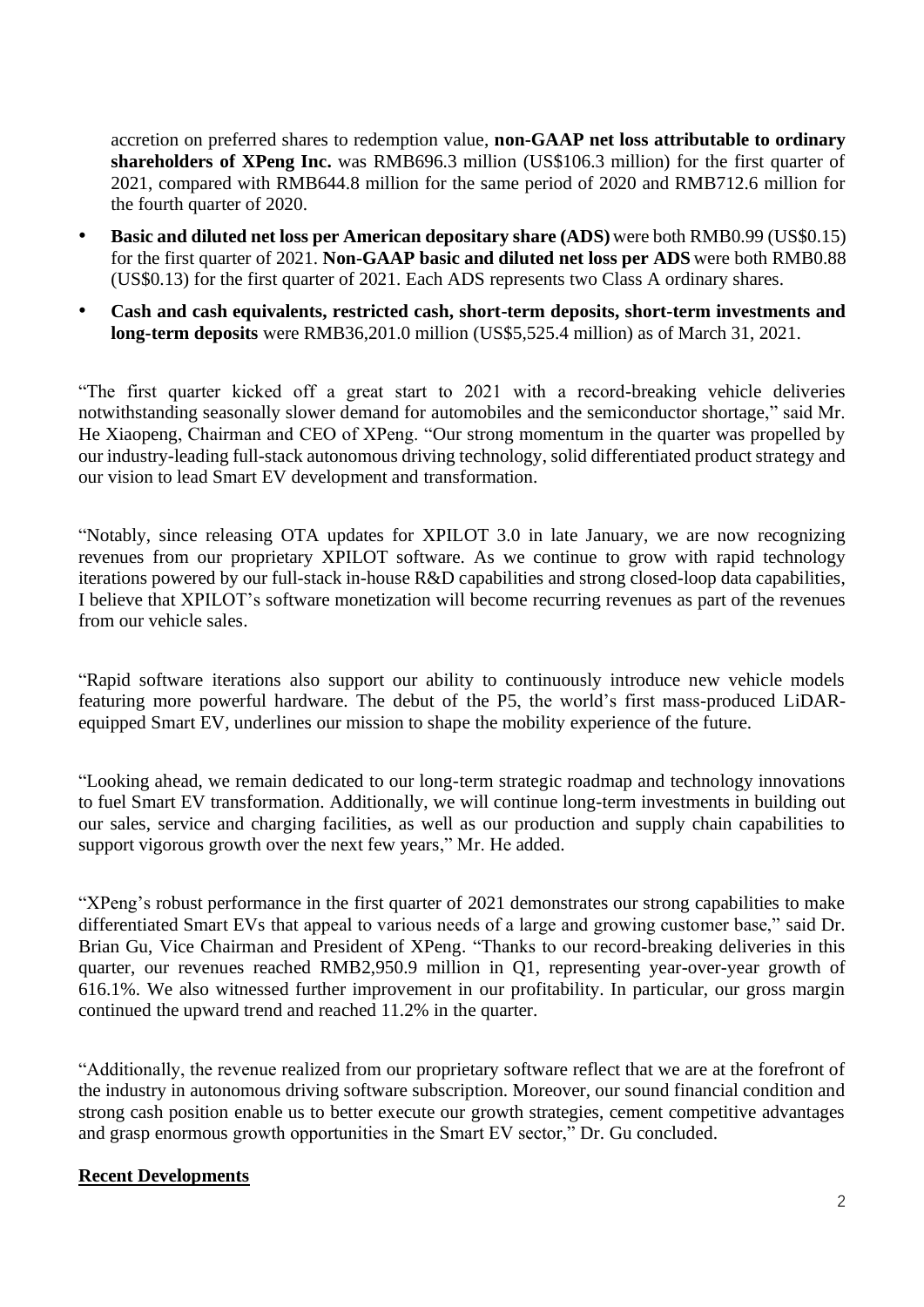accretion on preferred shares to redemption value, **non-GAAP net loss attributable to ordinary shareholders of XPeng Inc.** was RMB696.3 million (US$106.3 million) for the first quarter of 2021, compared with RMB644.8 million for the same period of 2020 and RMB712.6 million for the fourth quarter of 2020.

- **Basic and diluted net loss per American depositary share (ADS)** were both RMB0.99 (US$0.15) for the first quarter of 2021. **Non-GAAP basic and diluted net loss per ADS** were both RMB0.88 (US$0.13) for the first quarter of 2021. Each ADS represents two Class A ordinary shares.
- **Cash and cash equivalents, restricted cash, short-term deposits, short-term investments and long-term deposits** were RMB36,201.0 million (US$5,525.4 million) as of March 31, 2021.

"The first quarter kicked off a great start to 2021 with a record-breaking vehicle deliveries notwithstanding seasonally slower demand for automobiles and the semiconductor shortage," said Mr. He Xiaopeng, Chairman and CEO of XPeng. "Our strong momentum in the quarter was propelled by our industry-leading full-stack autonomous driving technology, solid differentiated product strategy and our vision to lead Smart EV development and transformation.

"Notably, since releasing OTA updates for XPILOT 3.0 in late January, we are now recognizing revenues from our proprietary XPILOT software. As we continue to grow with rapid technology iterations powered by our full-stack in-house R&D capabilities and strong closed-loop data capabilities, I believe that XPILOT's software monetization will become recurring revenues as part of the revenues from our vehicle sales.

"Rapid software iterations also support our ability to continuously introduce new vehicle models featuring more powerful hardware. The debut of the P5, the world's first mass-produced LiDAR-equipped Smart EV, underlines our mission to shape the mobility experience of the future.

"Looking ahead, we remain dedicated to our long-term strategic roadmap and technology innovations to fuel Smart EV transformation. Additionally, we will continue long-term investments in building out our sales, service and charging facilities, as well as our production and supply chain capabilities to support vigorous growth over the next few years," Mr. He added.

"XPeng's robust performance in the first quarter of 2021 demonstrates our strong capabilities to make differentiated Smart EVs that appeal to various needs of a large and growing customer base," said Dr. Brian Gu, Vice Chairman and President of XPeng. "Thanks to our record-breaking deliveries in this quarter, our revenues reached RMB2,950.9 million in Q1, representing year-over-year growth of 616.1%. We also witnessed further improvement in our profitability. In particular, our gross margin continued the upward trend and reached 11.2% in the quarter.

"Additionally, the revenue realized from our proprietary software reflect that we are at the forefront of the industry in autonomous driving software subscription. Moreover, our sound financial condition and strong cash position enable us to better execute our growth strategies, cement competitive advantages and grasp enormous growth opportunities in the Smart EV sector," Dr. Gu concluded.

## Recent Developments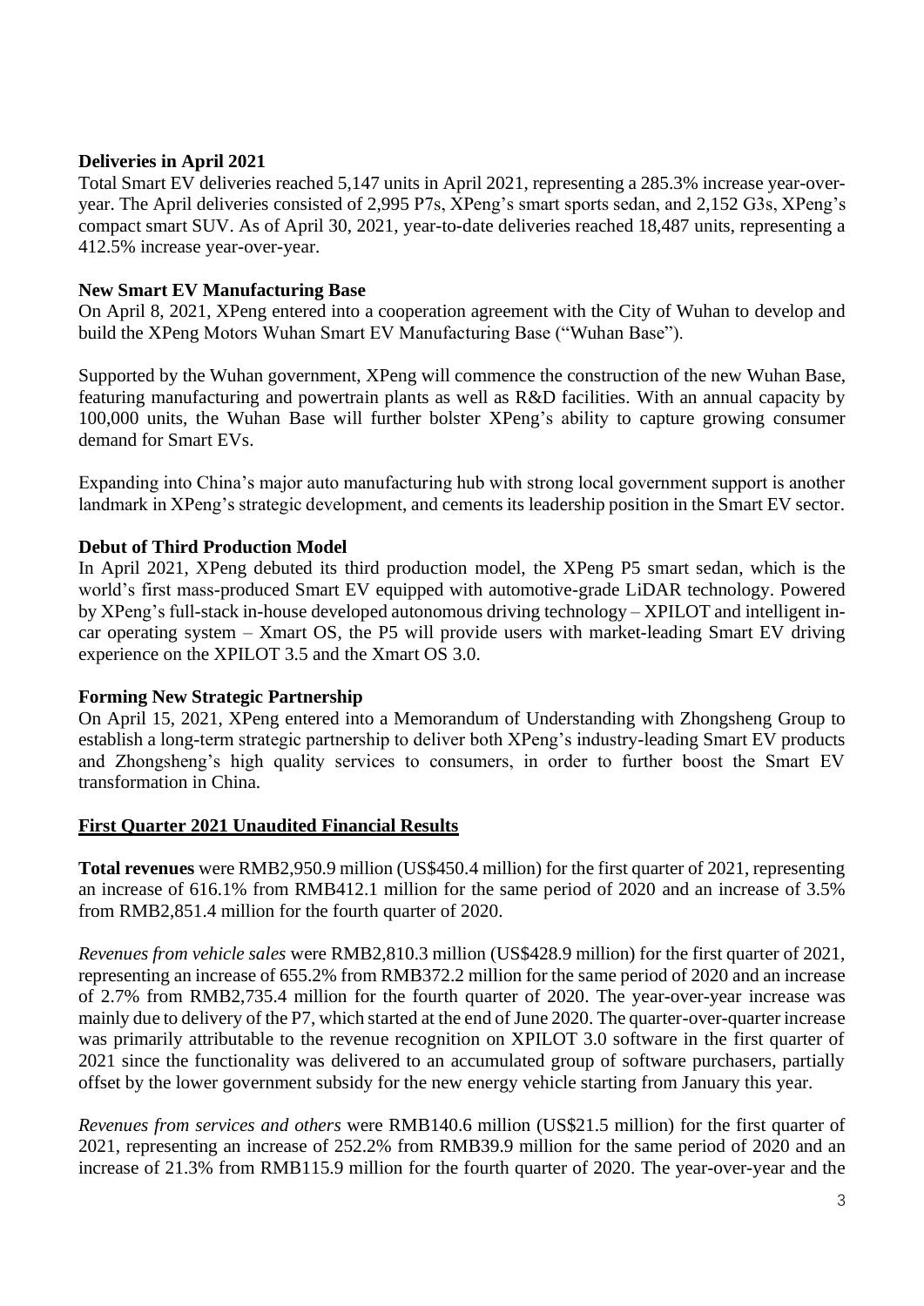**Deliveries in April 2021**

Total Smart EV deliveries reached 5,147 units in April 2021, representing a 285.3% increase year-over-year. The April deliveries consisted of 2,995 P7s, XPeng's smart sports sedan, and 2,152 G3s, XPeng's compact smart SUV. As of April 30, 2021, year-to-date deliveries reached 18,487 units, representing a 412.5% increase year-over-year.

**New Smart EV Manufacturing Base**

On April 8, 2021, XPeng entered into a cooperation agreement with the City of Wuhan to develop and build the XPeng Motors Wuhan Smart EV Manufacturing Base ("Wuhan Base").

Supported by the Wuhan government, XPeng will commence the construction of the new Wuhan Base, featuring manufacturing and powertrain plants as well as R&D facilities. With an annual capacity by 100,000 units, the Wuhan Base will further bolster XPeng's ability to capture growing consumer demand for Smart EVs.

Expanding into China's major auto manufacturing hub with strong local government support is another landmark in XPeng's strategic development, and cements its leadership position in the Smart EV sector.

**Debut of Third Production Model**

In April 2021, XPeng debuted its third production model, the XPeng P5 smart sedan, which is the world's first mass-produced Smart EV equipped with automotive-grade LiDAR technology. Powered by XPeng's full-stack in-house developed autonomous driving technology – XPILOT and intelligent in-car operating system – Xmart OS, the P5 will provide users with market-leading Smart EV driving experience on the XPILOT 3.5 and the Xmart OS 3.0.

**Forming New Strategic Partnership**

On April 15, 2021, XPeng entered into a Memorandum of Understanding with Zhongsheng Group to establish a long-term strategic partnership to deliver both XPeng's industry-leading Smart EV products and Zhongsheng's high quality services to consumers, in order to further boost the Smart EV transformation in China.

**First Quarter 2021 Unaudited Financial Results**

**Total revenues** were RMB2,950.9 million (US$450.4 million) for the first quarter of 2021, representing an increase of 616.1% from RMB412.1 million for the same period of 2020 and an increase of 3.5% from RMB2,851.4 million for the fourth quarter of 2020.

*Revenues from vehicle sales* were RMB2,810.3 million (US$428.9 million) for the first quarter of 2021, representing an increase of 655.2% from RMB372.2 million for the same period of 2020 and an increase of 2.7% from RMB2,735.4 million for the fourth quarter of 2020. The year-over-year increase was mainly due to delivery of the P7, which started at the end of June 2020. The quarter-over-quarter increase was primarily attributable to the revenue recognition on XPILOT 3.0 software in the first quarter of 2021 since the functionality was delivered to an accumulated group of software purchasers, partially offset by the lower government subsidy for the new energy vehicle starting from January this year.

*Revenues from services and others* were RMB140.6 million (US$21.5 million) for the first quarter of 2021, representing an increase of 252.2% from RMB39.9 million for the same period of 2020 and an increase of 21.3% from RMB115.9 million for the fourth quarter of 2020. The year-over-year and the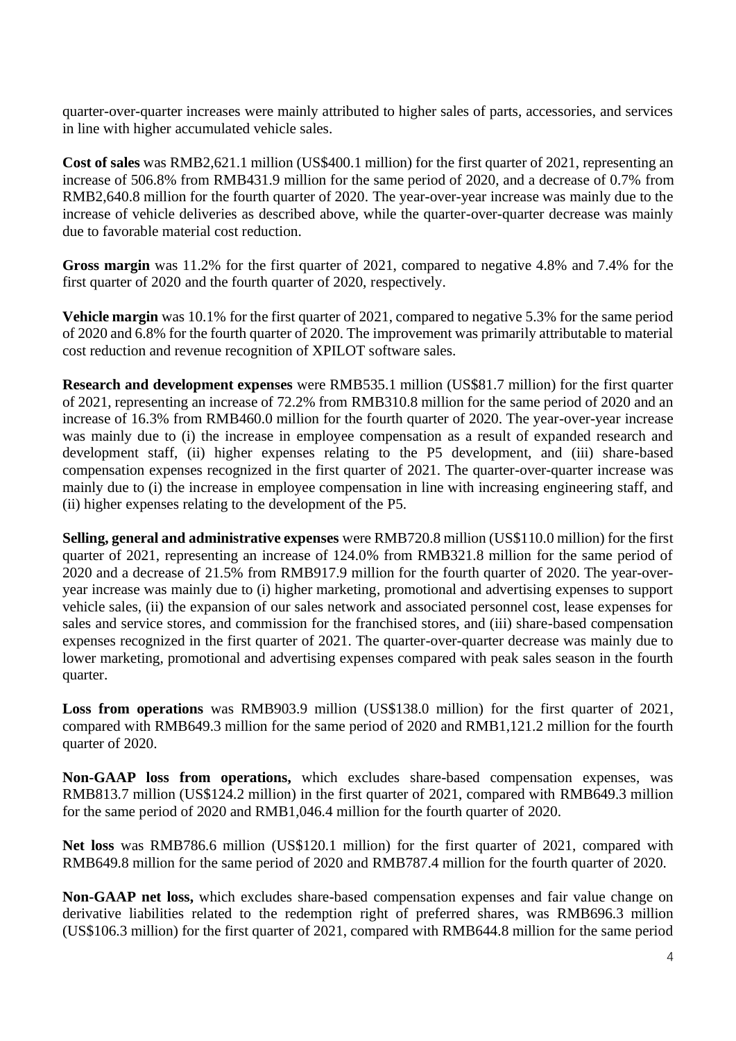quarter-over-quarter increases were mainly attributed to higher sales of parts, accessories, and services in line with higher accumulated vehicle sales.

**Cost of sales** was RMB2,621.1 million (US$400.1 million) for the first quarter of 2021, representing an increase of 506.8% from RMB431.9 million for the same period of 2020, and a decrease of 0.7% from RMB2,640.8 million for the fourth quarter of 2020. The year-over-year increase was mainly due to the increase of vehicle deliveries as described above, while the quarter-over-quarter decrease was mainly due to favorable material cost reduction.

**Gross margin** was 11.2% for the first quarter of 2021, compared to negative 4.8% and 7.4% for the first quarter of 2020 and the fourth quarter of 2020, respectively.

**Vehicle margin** was 10.1% for the first quarter of 2021, compared to negative 5.3% for the same period of 2020 and 6.8% for the fourth quarter of 2020. The improvement was primarily attributable to material cost reduction and revenue recognition of XPILOT software sales.

**Research and development expenses** were RMB535.1 million (US$81.7 million) for the first quarter of 2021, representing an increase of 72.2% from RMB310.8 million for the same period of 2020 and an increase of 16.3% from RMB460.0 million for the fourth quarter of 2020. The year-over-year increase was mainly due to (i) the increase in employee compensation as a result of expanded research and development staff, (ii) higher expenses relating to the P5 development, and (iii) share-based compensation expenses recognized in the first quarter of 2021. The quarter-over-quarter increase was mainly due to (i) the increase in employee compensation in line with increasing engineering staff, and (ii) higher expenses relating to the development of the P5.

**Selling, general and administrative expenses** were RMB720.8 million (US$110.0 million) for the first quarter of 2021, representing an increase of 124.0% from RMB321.8 million for the same period of 2020 and a decrease of 21.5% from RMB917.9 million for the fourth quarter of 2020. The year-over-year increase was mainly due to (i) higher marketing, promotional and advertising expenses to support vehicle sales, (ii) the expansion of our sales network and associated personnel cost, lease expenses for sales and service stores, and commission for the franchised stores, and (iii) share-based compensation expenses recognized in the first quarter of 2021. The quarter-over-quarter decrease was mainly due to lower marketing, promotional and advertising expenses compared with peak sales season in the fourth quarter.

**Loss from operations** was RMB903.9 million (US$138.0 million) for the first quarter of 2021, compared with RMB649.3 million for the same period of 2020 and RMB1,121.2 million for the fourth quarter of 2020.

**Non-GAAP loss from operations,** which excludes share-based compensation expenses, was RMB813.7 million (US$124.2 million) in the first quarter of 2021, compared with RMB649.3 million for the same period of 2020 and RMB1,046.4 million for the fourth quarter of 2020.

**Net loss** was RMB786.6 million (US$120.1 million) for the first quarter of 2021, compared with RMB649.8 million for the same period of 2020 and RMB787.4 million for the fourth quarter of 2020.

**Non-GAAP net loss,** which excludes share-based compensation expenses and fair value change on derivative liabilities related to the redemption right of preferred shares, was RMB696.3 million (US$106.3 million) for the first quarter of 2021, compared with RMB644.8 million for the same period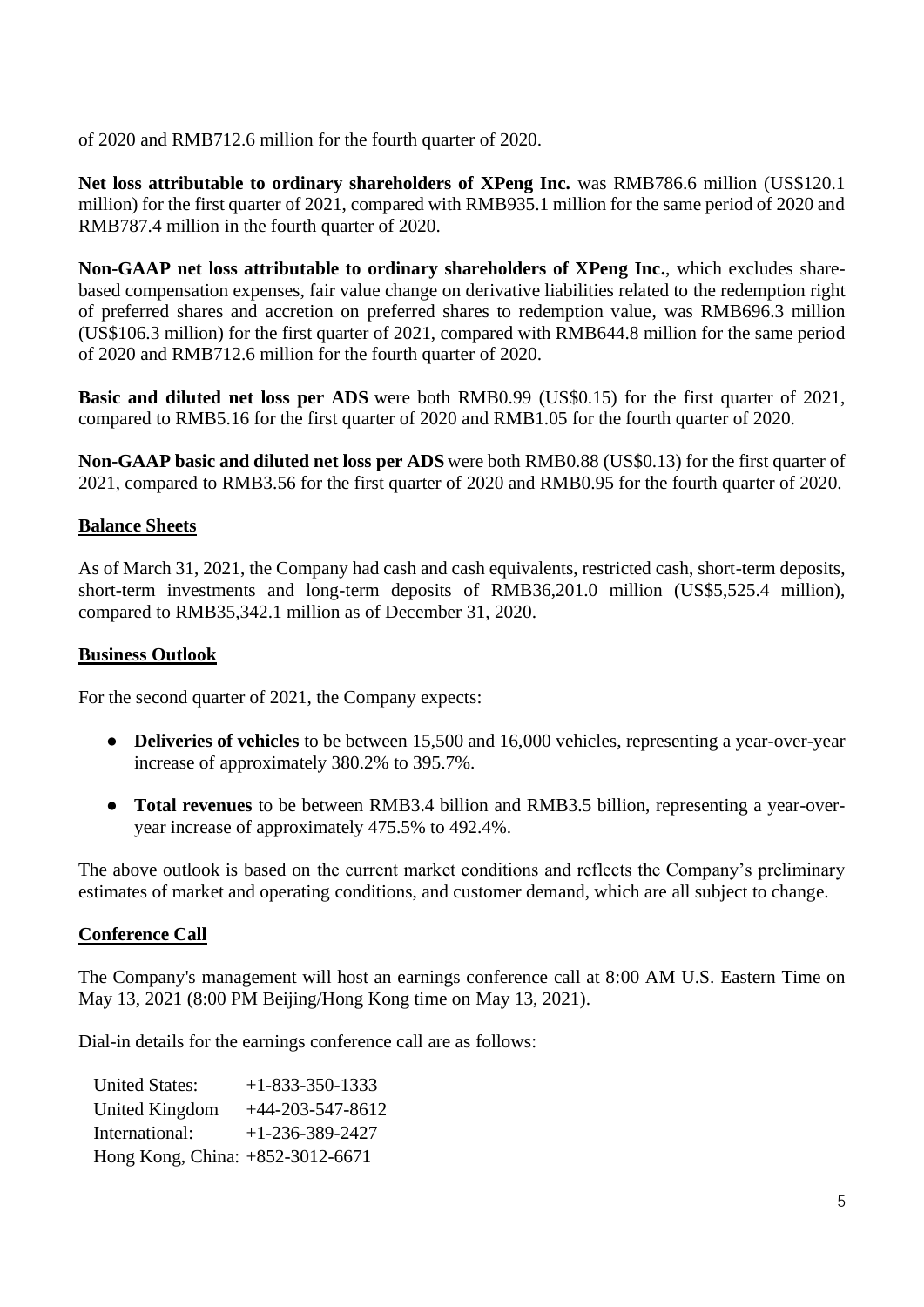of 2020 and RMB712.6 million for the fourth quarter of 2020.

**Net loss attributable to ordinary shareholders of XPeng Inc.** was RMB786.6 million (US$120.1 million) for the first quarter of 2021, compared with RMB935.1 million for the same period of 2020 and RMB787.4 million in the fourth quarter of 2020.

**Non-GAAP net loss attributable to ordinary shareholders of XPeng Inc.**, which excludes share-based compensation expenses, fair value change on derivative liabilities related to the redemption right of preferred shares and accretion on preferred shares to redemption value, was RMB696.3 million (US$106.3 million) for the first quarter of 2021, compared with RMB644.8 million for the same period of 2020 and RMB712.6 million for the fourth quarter of 2020.

**Basic and diluted net loss per ADS** were both RMB0.99 (US$0.15) for the first quarter of 2021, compared to RMB5.16 for the first quarter of 2020 and RMB1.05 for the fourth quarter of 2020.

**Non-GAAP basic and diluted net loss per ADS** were both RMB0.88 (US$0.13) for the first quarter of 2021, compared to RMB3.56 for the first quarter of 2020 and RMB0.95 for the fourth quarter of 2020.

## Balance Sheets

As of March 31, 2021, the Company had cash and cash equivalents, restricted cash, short-term deposits, short-term investments and long-term deposits of RMB36,201.0 million (US$5,525.4 million), compared to RMB35,342.1 million as of December 31, 2020.

## Business Outlook

For the second quarter of 2021, the Company expects:

- **Deliveries of vehicles** to be between 15,500 and 16,000 vehicles, representing a year-over-year increase of approximately 380.2% to 395.7%.
- **Total revenues** to be between RMB3.4 billion and RMB3.5 billion, representing a year-over-year increase of approximately 475.5% to 492.4%.

The above outlook is based on the current market conditions and reflects the Company's preliminary estimates of market and operating conditions, and customer demand, which are all subject to change.

## Conference Call

The Company's management will host an earnings conference call at 8:00 AM U.S. Eastern Time on May 13, 2021 (8:00 PM Beijing/Hong Kong time on May 13, 2021).

Dial-in details for the earnings conference call are as follows:

| | |
|---|---|
| United States: | +1-833-350-1333 |
| United Kingdom | +44-203-547-8612 |
| International: | +1-236-389-2427 |
| Hong Kong, China: | +852-3012-6671 |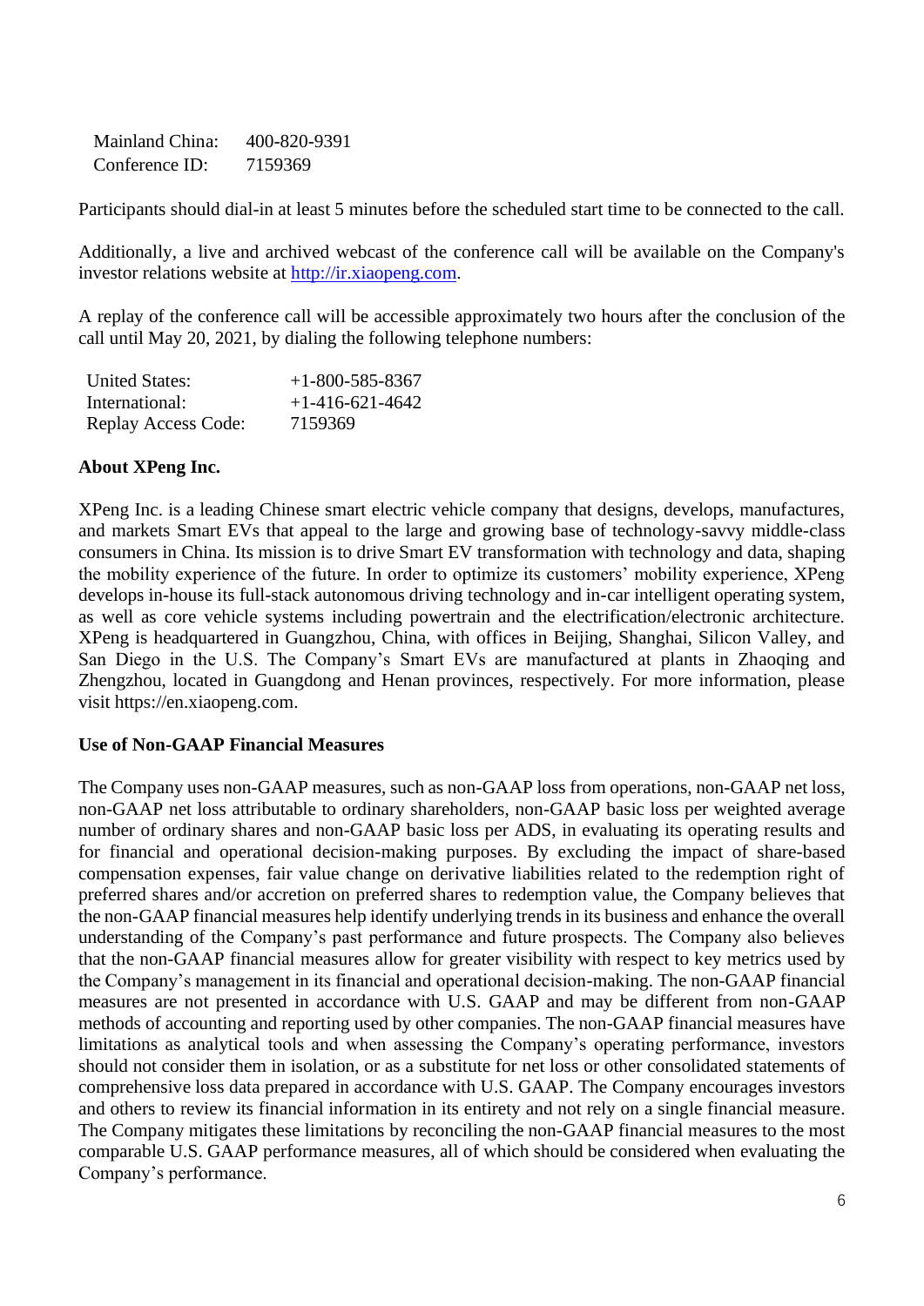| | |
|---|---|
| Mainland China: | 400-820-9391 |
| Conference ID: | 7159369 |

Participants should dial-in at least 5 minutes before the scheduled start time to be connected to the call.

Additionally, a live and archived webcast of the conference call will be available on the Company's investor relations website at http://ir.xiaopeng.com.

A replay of the conference call will be accessible approximately two hours after the conclusion of the call until May 20, 2021, by dialing the following telephone numbers:

| | |
|---|---|
| United States: | +1-800-585-8367 |
| International: | +1-416-621-4642 |
| Replay Access Code: | 7159369 |

**About XPeng Inc.**

XPeng Inc. is a leading Chinese smart electric vehicle company that designs, develops, manufactures, and markets Smart EVs that appeal to the large and growing base of technology-savvy middle-class consumers in China. Its mission is to drive Smart EV transformation with technology and data, shaping the mobility experience of the future. In order to optimize its customers' mobility experience, XPeng develops in-house its full-stack autonomous driving technology and in-car intelligent operating system, as well as core vehicle systems including powertrain and the electrification/electronic architecture. XPeng is headquartered in Guangzhou, China, with offices in Beijing, Shanghai, Silicon Valley, and San Diego in the U.S. The Company's Smart EVs are manufactured at plants in Zhaoqing and Zhengzhou, located in Guangdong and Henan provinces, respectively. For more information, please visit https://en.xiaopeng.com.

**Use of Non-GAAP Financial Measures**

The Company uses non-GAAP measures, such as non-GAAP loss from operations, non-GAAP net loss, non-GAAP net loss attributable to ordinary shareholders, non-GAAP basic loss per weighted average number of ordinary shares and non-GAAP basic loss per ADS, in evaluating its operating results and for financial and operational decision-making purposes. By excluding the impact of share-based compensation expenses, fair value change on derivative liabilities related to the redemption right of preferred shares and/or accretion on preferred shares to redemption value, the Company believes that the non-GAAP financial measures help identify underlying trends in its business and enhance the overall understanding of the Company's past performance and future prospects. The Company also believes that the non-GAAP financial measures allow for greater visibility with respect to key metrics used by the Company's management in its financial and operational decision-making. The non-GAAP financial measures are not presented in accordance with U.S. GAAP and may be different from non-GAAP methods of accounting and reporting used by other companies. The non-GAAP financial measures have limitations as analytical tools and when assessing the Company's operating performance, investors should not consider them in isolation, or as a substitute for net loss or other consolidated statements of comprehensive loss data prepared in accordance with U.S. GAAP. The Company encourages investors and others to review its financial information in its entirety and not rely on a single financial measure. The Company mitigates these limitations by reconciling the non-GAAP financial measures to the most comparable U.S. GAAP performance measures, all of which should be considered when evaluating the Company's performance.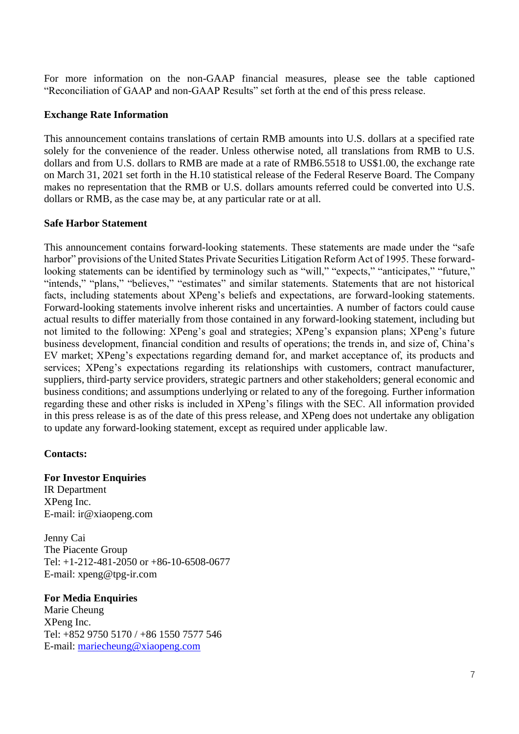For more information on the non-GAAP financial measures, please see the table captioned "Reconciliation of GAAP and non-GAAP Results" set forth at the end of this press release.

**Exchange Rate Information**

This announcement contains translations of certain RMB amounts into U.S. dollars at a specified rate solely for the convenience of the reader. Unless otherwise noted, all translations from RMB to U.S. dollars and from U.S. dollars to RMB are made at a rate of RMB6.5518 to US$1.00, the exchange rate on March 31, 2021 set forth in the H.10 statistical release of the Federal Reserve Board. The Company makes no representation that the RMB or U.S. dollars amounts referred could be converted into U.S. dollars or RMB, as the case may be, at any particular rate or at all.

**Safe Harbor Statement**

This announcement contains forward-looking statements. These statements are made under the "safe harbor" provisions of the United States Private Securities Litigation Reform Act of 1995. These forward-looking statements can be identified by terminology such as "will," "expects," "anticipates," "future," "intends," "plans," "believes," "estimates" and similar statements. Statements that are not historical facts, including statements about XPeng's beliefs and expectations, are forward-looking statements. Forward-looking statements involve inherent risks and uncertainties. A number of factors could cause actual results to differ materially from those contained in any forward-looking statement, including but not limited to the following: XPeng's goal and strategies; XPeng's expansion plans; XPeng's future business development, financial condition and results of operations; the trends in, and size of, China's EV market; XPeng's expectations regarding demand for, and market acceptance of, its products and services; XPeng's expectations regarding its relationships with customers, contract manufacturer, suppliers, third-party service providers, strategic partners and other stakeholders; general economic and business conditions; and assumptions underlying or related to any of the foregoing. Further information regarding these and other risks is included in XPeng's filings with the SEC. All information provided in this press release is as of the date of this press release, and XPeng does not undertake any obligation to update any forward-looking statement, except as required under applicable law.

**Contacts:**

**For Investor Enquiries**
IR Department
XPeng Inc.
E-mail: ir@xiaopeng.com

Jenny Cai
The Piacente Group
Tel: +1-212-481-2050 or +86-10-6508-0677
E-mail: xpeng@tpg-ir.com

**For Media Enquiries**
Marie Cheung
XPeng Inc.
Tel: +852 9750 5170 / +86 1550 7577 546
E-mail: mariecheung@xiaopeng.com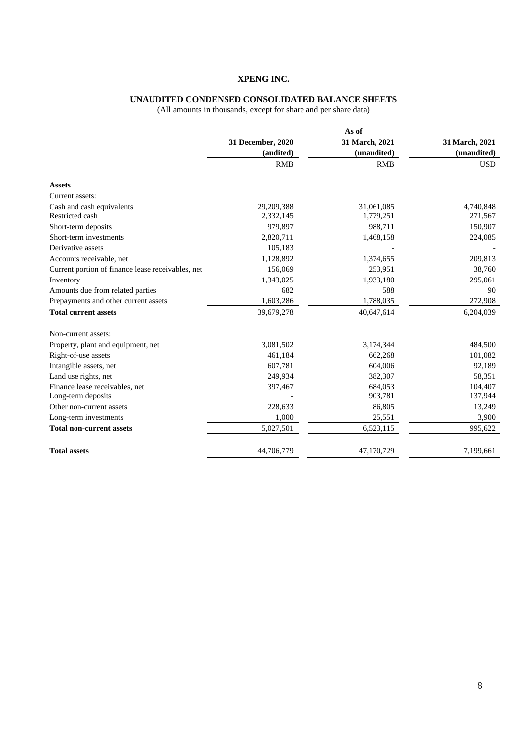# XPENG INC.

## UNAUDITED CONDENSED CONSOLIDATED BALANCE SHEETS

(All amounts in thousands, except for share and per share data)

| | As of | | |
|---|---|---|---|
| | 31 December, 2020 (audited) | 31 March, 2021 (unaudited) | 31 March, 2021 (unaudited) |
| | RMB | RMB | USD |
| **Assets** | | | |
| Current assets: | | | |
| Cash and cash equivalents | 29,209,388 | 31,061,085 | 4,740,848 |
| Restricted cash | 2,332,145 | 1,779,251 | 271,567 |
| Short-term deposits | 979,897 | 988,711 | 150,907 |
| Short-term investments | 2,820,711 | 1,468,158 | 224,085 |
| Derivative assets | 105,183 | - | - |
| Accounts receivable, net | 1,128,892 | 1,374,655 | 209,813 |
| Current portion of finance lease receivables, net | 156,069 | 253,951 | 38,760 |
| Inventory | 1,343,025 | 1,933,180 | 295,061 |
| Amounts due from related parties | 682 | 588 | 90 |
| Prepayments and other current assets | 1,603,286 | 1,788,035 | 272,908 |
| **Total current assets** | 39,679,278 | 40,647,614 | 6,204,039 |
| Non-current assets: | | | |
| Property, plant and equipment, net | 3,081,502 | 3,174,344 | 484,500 |
| Right-of-use assets | 461,184 | 662,268 | 101,082 |
| Intangible assets, net | 607,781 | 604,006 | 92,189 |
| Land use rights, net | 249,934 | 382,307 | 58,351 |
| Finance lease receivables, net | 397,467 | 684,053 | 104,407 |
| Long-term deposits | - | 903,781 | 137,944 |
| Other non-current assets | 228,633 | 86,805 | 13,249 |
| Long-term investments | 1,000 | 25,551 | 3,900 |
| **Total non-current assets** | 5,027,501 | 6,523,115 | 995,622 |
| **Total assets** | 44,706,779 | 47,170,729 | 7,199,661 |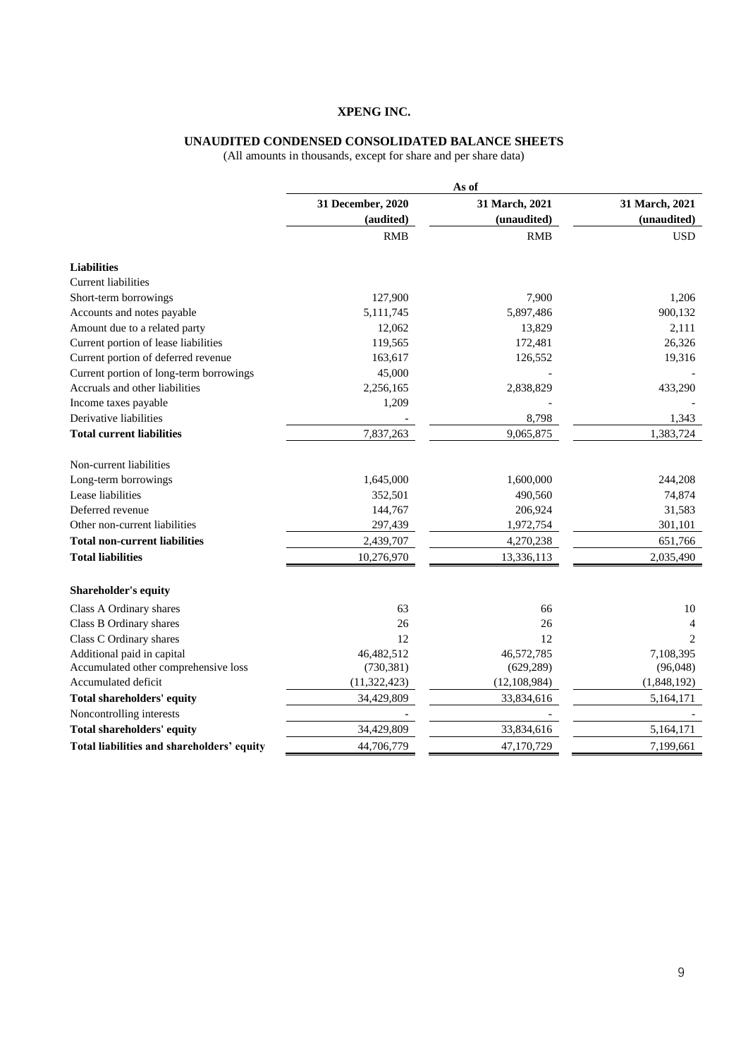**XPENG INC.**

**UNAUDITED CONDENSED CONSOLIDATED BALANCE SHEETS**

(All amounts in thousands, except for share and per share data)

| | As of | | |
|---|---|---|---|
| | **31 December, 2020 (audited)** | **31 March, 2021 (unaudited)** | **31 March, 2021 (unaudited)** |
| | RMB | RMB | USD |
| **Liabilities** | | | |
| Current liabilities | | | |
| Short-term borrowings | 127,900 | 7,900 | 1,206 |
| Accounts and notes payable | 5,111,745 | 5,897,486 | 900,132 |
| Amount due to a related party | 12,062 | 13,829 | 2,111 |
| Current portion of lease liabilities | 119,565 | 172,481 | 26,326 |
| Current portion of deferred revenue | 163,617 | 126,552 | 19,316 |
| Current portion of long-term borrowings | 45,000 | - | - |
| Accruals and other liabilities | 2,256,165 | 2,838,829 | 433,290 |
| Income taxes payable | 1,209 | - | - |
| Derivative liabilities | - | 8,798 | 1,343 |
| **Total current liabilities** | 7,837,263 | 9,065,875 | 1,383,724 |
| Non-current liabilities | | | |
| Long-term borrowings | 1,645,000 | 1,600,000 | 244,208 |
| Lease liabilities | 352,501 | 490,560 | 74,874 |
| Deferred revenue | 144,767 | 206,924 | 31,583 |
| Other non-current liabilities | 297,439 | 1,972,754 | 301,101 |
| **Total non-current liabilities** | 2,439,707 | 4,270,238 | 651,766 |
| **Total liabilities** | 10,276,970 | 13,336,113 | 2,035,490 |
| **Shareholder's equity** | | | |
| Class A Ordinary shares | 63 | 66 | 10 |
| Class B Ordinary shares | 26 | 26 | 4 |
| Class C Ordinary shares | 12 | 12 | 2 |
| Additional paid in capital | 46,482,512 | 46,572,785 | 7,108,395 |
| Accumulated other comprehensive loss | (730,381) | (629,289) | (96,048) |
| Accumulated deficit | (11,322,423) | (12,108,984) | (1,848,192) |
| **Total shareholders' equity** | 34,429,809 | 33,834,616 | 5,164,171 |
| Noncontrolling interests | - | - | - |
| **Total shareholders' equity** | 34,429,809 | 33,834,616 | 5,164,171 |
| **Total liabilities and shareholders' equity** | 44,706,779 | 47,170,729 | 7,199,661 |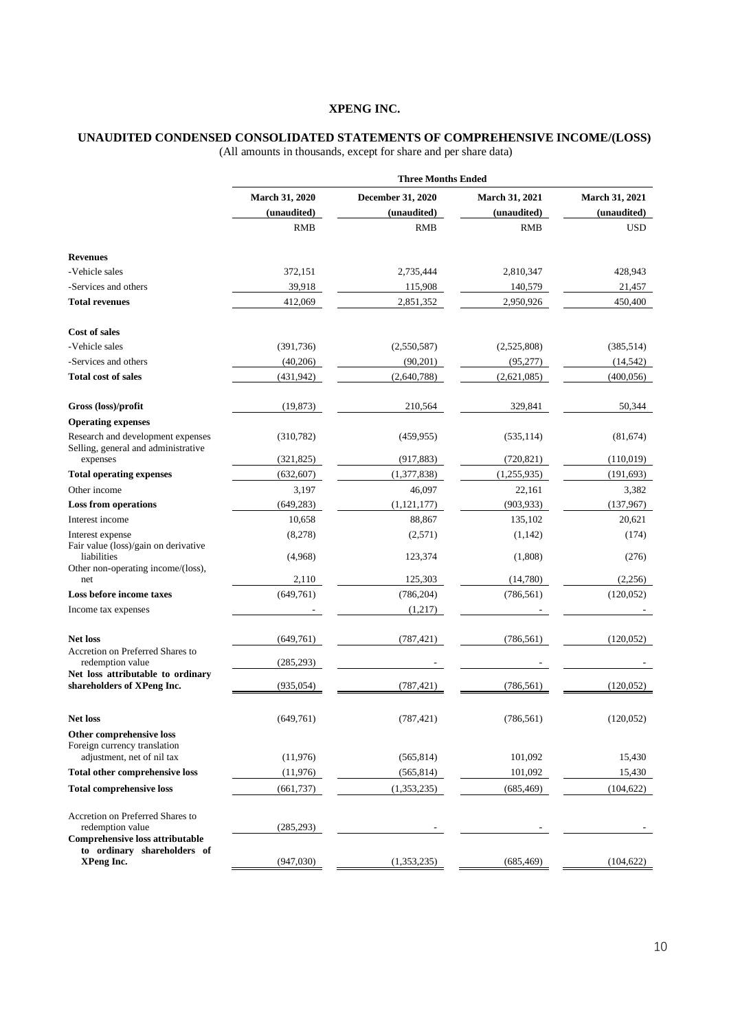# XPENG INC.

## UNAUDITED CONDENSED CONSOLIDATED STATEMENTS OF COMPREHENSIVE INCOME/(LOSS)

(All amounts in thousands, except for share and per share data)

| | Three Months Ended | | | |
|---|---|---|---|---|
| | March 31, 2020 (unaudited) | December 31, 2020 (unaudited) | March 31, 2021 (unaudited) | March 31, 2021 (unaudited) |
| | RMB | RMB | RMB | USD |
| **Revenues** | | | | |
| -Vehicle sales | 372,151 | 2,735,444 | 2,810,347 | 428,943 |
| -Services and others | 39,918 | 115,908 | 140,579 | 21,457 |
| **Total revenues** | 412,069 | 2,851,352 | 2,950,926 | 450,400 |
| **Cost of sales** | | | | |
| -Vehicle sales | (391,736) | (2,550,587) | (2,525,808) | (385,514) |
| -Services and others | (40,206) | (90,201) | (95,277) | (14,542) |
| **Total cost of sales** | (431,942) | (2,640,788) | (2,621,085) | (400,056) |
| **Gross (loss)/profit** | (19,873) | 210,564 | 329,841 | 50,344 |
| **Operating expenses** | | | | |
| Research and development expenses | (310,782) | (459,955) | (535,114) | (81,674) |
| Selling, general and administrative expenses | (321,825) | (917,883) | (720,821) | (110,019) |
| **Total operating expenses** | (632,607) | (1,377,838) | (1,255,935) | (191,693) |
| Other income | 3,197 | 46,097 | 22,161 | 3,382 |
| **Loss from operations** | (649,283) | (1,121,177) | (903,933) | (137,967) |
| Interest income | 10,658 | 88,867 | 135,102 | 20,621 |
| Interest expense | (8,278) | (2,571) | (1,142) | (174) |
| Fair value (loss)/gain on derivative liabilities | (4,968) | 123,374 | (1,808) | (276) |
| Other non-operating income/(loss), net | 2,110 | 125,303 | (14,780) | (2,256) |
| **Loss before income taxes** | (649,761) | (786,204) | (786,561) | (120,052) |
| Income tax expenses | - | (1,217) | - | - |
| **Net loss** | (649,761) | (787,421) | (786,561) | (120,052) |
| Accretion on Preferred Shares to redemption value | (285,293) | - | - | - |
| **Net loss attributable to ordinary shareholders of XPeng Inc.** | (935,054) | (787,421) | (786,561) | (120,052) |
| **Net loss** | (649,761) | (787,421) | (786,561) | (120,052) |
| **Other comprehensive loss** | | | | |
| Foreign currency translation adjustment, net of nil tax | (11,976) | (565,814) | 101,092 | 15,430 |
| **Total other comprehensive loss** | (11,976) | (565,814) | 101,092 | 15,430 |
| **Total comprehensive loss** | (661,737) | (1,353,235) | (685,469) | (104,622) |
| Accretion on Preferred Shares to redemption value | (285,293) | - | - | - |
| **Comprehensive loss attributable to ordinary shareholders of XPeng Inc.** | (947,030) | (1,353,235) | (685,469) | (104,622) |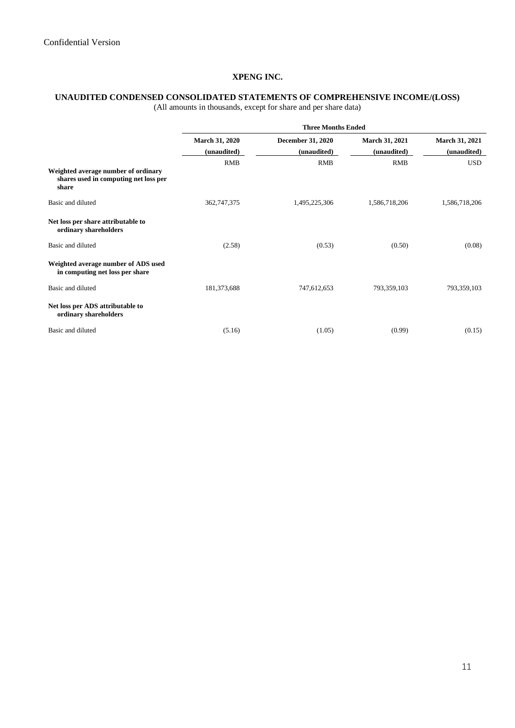Confidential Version

**XPENG INC.**

**UNAUDITED CONDENSED CONSOLIDATED STATEMENTS OF COMPREHENSIVE INCOME/(LOSS)**
(All amounts in thousands, except for share and per share data)

| | Three Months Ended | | | |
|---|---|---|---|---|
| | **March 31, 2020** | **December 31, 2020** | **March 31, 2021** | **March 31, 2021** |
| | **(unaudited)** | **(unaudited)** | **(unaudited)** | **(unaudited)** |
| | RMB | RMB | RMB | USD |
| **Weighted average number of ordinary shares used in computing net loss per share** | | | | |
| Basic and diluted | 362,747,375 | 1,495,225,306 | 1,586,718,206 | 1,586,718,206 |
| **Net loss per share attributable to ordinary shareholders** | | | | |
| Basic and diluted | (2.58) | (0.53) | (0.50) | (0.08) |
| **Weighted average number of ADS used in computing net loss per share** | | | | |
| Basic and diluted | 181,373,688 | 747,612,653 | 793,359,103 | 793,359,103 |
| **Net loss per ADS attributable to ordinary shareholders** | | | | |
| Basic and diluted | (5.16) | (1.05) | (0.99) | (0.15) |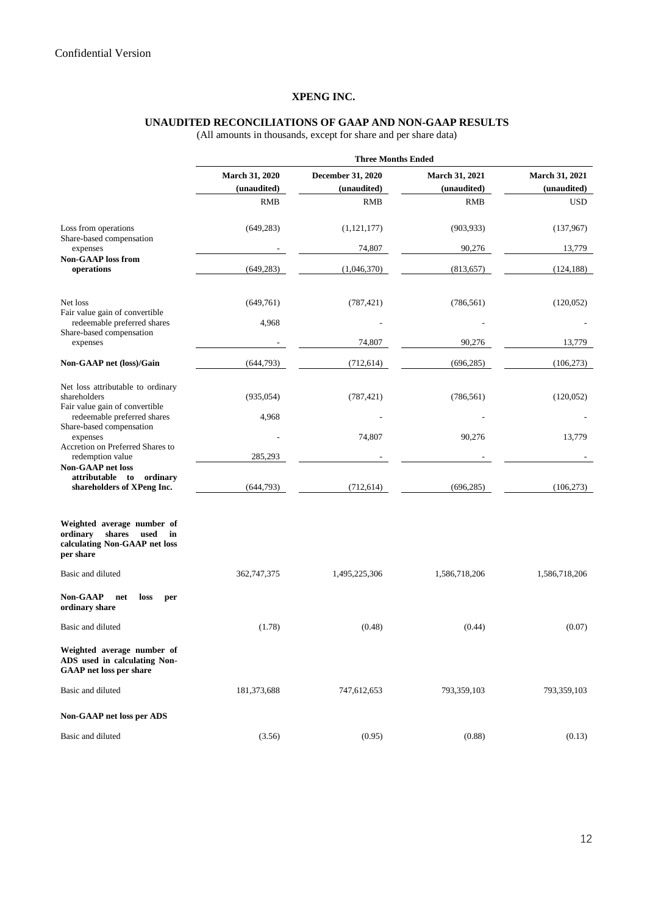Confidential Version

# XPENG INC.

## UNAUDITED RECONCILIATIONS OF GAAP AND NON-GAAP RESULTS

(All amounts in thousands, except for share and per share data)

| | Three Months Ended | | | |
|---|---|---|---|---|
| | March 31, 2020 (unaudited) | December 31, 2020 (unaudited) | March 31, 2021 (unaudited) | March 31, 2021 (unaudited) |
| | RMB | RMB | RMB | USD |
| Loss from operations | (649,283) | (1,121,177) | (903,933) | (137,967) |
| Share-based compensation expenses | - | 74,807 | 90,276 | 13,779 |
| **Non-GAAP loss from operations** | (649,283) | (1,046,370) | (813,657) | (124,188) |
| Net loss | (649,761) | (787,421) | (786,561) | (120,052) |
| Fair value gain of convertible redeemable preferred shares | 4,968 | - | - | - |
| Share-based compensation expenses | - | 74,807 | 90,276 | 13,779 |
| **Non-GAAP net (loss)/Gain** | (644,793) | (712,614) | (696,285) | (106,273) |
| Net loss attributable to ordinary shareholders | (935,054) | (787,421) | (786,561) | (120,052) |
| Fair value gain of convertible redeemable preferred shares | 4,968 | - | - | - |
| Share-based compensation expenses | - | 74,807 | 90,276 | 13,779 |
| Accretion on Preferred Shares to redemption value | 285,293 | - | - | - |
| **Non-GAAP net loss attributable to ordinary shareholders of XPeng Inc.** | (644,793) | (712,614) | (696,285) | (106,273) |
| **Weighted average number of ordinary shares used in calculating Non-GAAP net loss per share** | | | | |
| Basic and diluted | 362,747,375 | 1,495,225,306 | 1,586,718,206 | 1,586,718,206 |
| **Non-GAAP net loss per ordinary share** | | | | |
| Basic and diluted | (1.78) | (0.48) | (0.44) | (0.07) |
| **Weighted average number of ADS used in calculating Non-GAAP net loss per share** | | | | |
| Basic and diluted | 181,373,688 | 747,612,653 | 793,359,103 | 793,359,103 |
| **Non-GAAP net loss per ADS** | | | | |
| Basic and diluted | (3.56) | (0.95) | (0.88) | (0.13) |